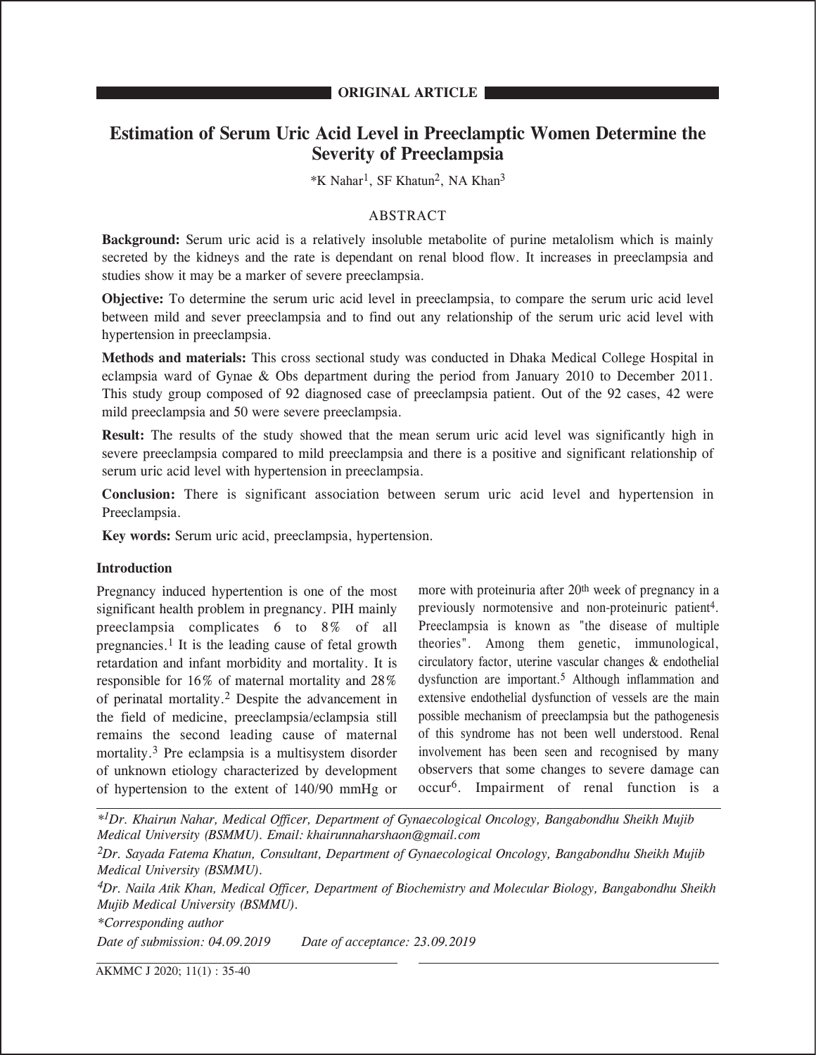**ORIGINAL ARTICLE**

# Estimation of Serum Uric Acid Level in Preeclamptic Women Determine the Severity of Preeclampsia

*K Nahar[1], SF Khatun[2], NA Khan[3]

## ABSTRACT

**Background:** Serum uric acid is a relatively insoluble metabolite of purine metalolism which is mainly secreted by the kidneys and the rate is dependant on renal blood flow. It increases in preeclampsia and studies show it may be a marker of severe preeclampsia.

**Objective:** To determine the serum uric acid level in preeclampsia, to compare the serum uric acid level between mild and sever preeclampsia and to find out any relationship of the serum uric acid level with hypertension in preeclampsia.

**Methods and materials:** This cross sectional study was conducted in Dhaka Medical College Hospital in eclampsia ward of Gynae & Obs department during the period from January 2010 to December 2011. This study group composed of 92 diagnosed case of preeclampsia patient. Out of the 92 cases, 42 were mild preeclampsia and 50 were severe preeclampsia.

**Result:** The results of the study showed that the mean serum uric acid level was significantly high in severe preeclampsia compared to mild preeclampsia and there is a positive and significant relationship of serum uric acid level with hypertension in preeclampsia.

**Conclusion:** There is significant association between serum uric acid level and hypertension in Preeclampsia.

**Key words:** Serum uric acid, preeclampsia, hypertension.

## Introduction

Pregnancy induced hypertention is one of the most significant health problem in pregnancy. PIH mainly preeclampsia complicates 6 to 8% of all pregnancies.[1] It is the leading cause of fetal growth retardation and infant morbidity and mortality. It is responsible for 16% of maternal mortality and 28% of perinatal mortality.[2] Despite the advancement in the field of medicine, preeclampsia/eclampsia still remains the second leading cause of maternal mortality.[3] Pre eclampsia is a multisystem disorder of unknown etiology characterized by development of hypertension to the extent of 140/90 mmHg or more with proteinuria after 20th week of pregnancy in a previously normotensive and non-proteinuric patient[4]. Preeclampsia is known as "the disease of multiple theories". Among them genetic, immunological, circulatory factor, uterine vascular changes & endothelial dysfunction are important.[5] Although inflammation and extensive endothelial dysfunction of vessels are the main possible mechanism of preeclampsia but the pathogenesis of this syndrome has not been well understood. Renal involvement has been seen and recognised by many observers that some changes to severe damage can occur[6]. Impairment of renal function is a

*[1]Dr. Khairun Nahar, Medical Officer, Department of Gynaecological Oncology, Bangabondhu Sheikh Mujib Medical University (BSMMU). Email: khairunnaharshaon@gmail.com*

*[2]Dr. Sayada Fatema Khatun, Consultant, Department of Gynaecological Oncology, Bangabondhu Sheikh Mujib Medical University (BSMMU).*

*[4]Dr. Naila Atik Khan, Medical Officer, Department of Biochemistry and Molecular Biology, Bangabondhu Sheikh Mujib Medical University (BSMMU).*

*\*Corresponding author*

*Date of submission: 04.09.2019 Date of acceptance: 23.09.2019*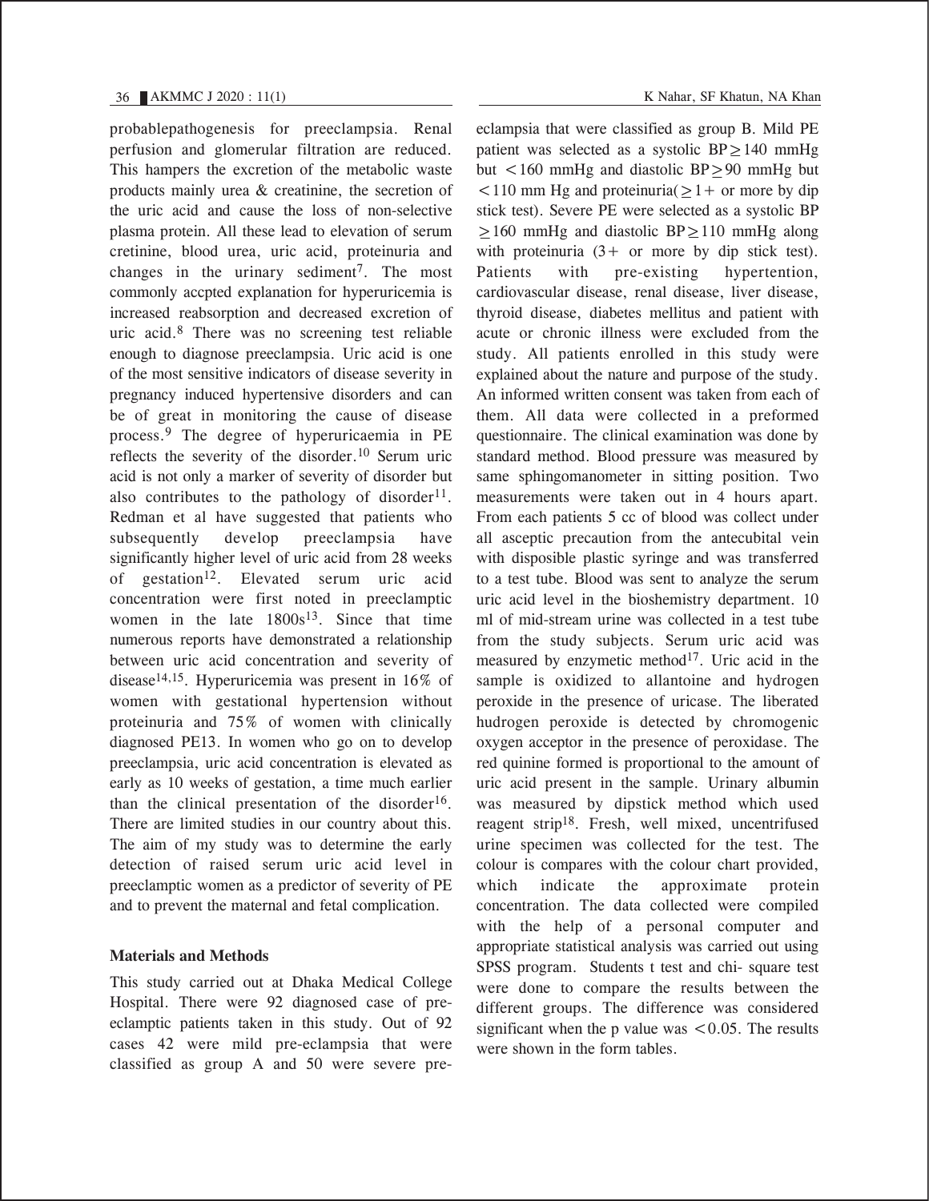probablepathogenesis for preeclampsia. Renal perfusion and glomerular filtration are reduced. This hampers the excretion of the metabolic waste products mainly urea & creatinine, the secretion of the uric acid and cause the loss of non-selective plasma protein. All these lead to elevation of serum cretinine, blood urea, uric acid, proteinuria and changes in the urinary sediment[7]. The most commonly accpted explanation for hyperuricemia is increased reabsorption and decreased excretion of uric acid.[8] There was no screening test reliable enough to diagnose preeclampsia. Uric acid is one of the most sensitive indicators of disease severity in pregnancy induced hypertensive disorders and can be of great in monitoring the cause of disease process.[9] The degree of hyperuricaemia in PE reflects the severity of the disorder.[10] Serum uric acid is not only a marker of severity of disorder but also contributes to the pathology of disorder[11]. Redman et al have suggested that patients who subsequently develop preeclampsia have significantly higher level of uric acid from 28 weeks of gestation[12]. Elevated serum uric acid concentration were first noted in preeclamptic women in the late 1800s[13]. Since that time numerous reports have demonstrated a relationship between uric acid concentration and severity of disease[14,15]. Hyperuricemia was present in 16% of women with gestational hypertension without proteinuria and 75% of women with clinically diagnosed PE13. In women who go on to develop preeclampsia, uric acid concentration is elevated as early as 10 weeks of gestation, a time much earlier than the clinical presentation of the disorder[16]. There are limited studies in our country about this. The aim of my study was to determine the early detection of raised serum uric acid level in preeclamptic women as a predictor of severity of PE and to prevent the maternal and fetal complication.

**Materials and Methods**

This study carried out at Dhaka Medical College Hospital. There were 92 diagnosed case of pre-eclamptic patients taken in this study. Out of 92 cases 42 were mild pre-eclampsia that were classified as group A and 50 were severe pre-eclampsia that were classified as group B. Mild PE patient was selected as a systolic BP$\geq$140 mmHg but $<$160 mmHg and diastolic BP$\geq$90 mmHg but $<$110 mm Hg and proteinuria($\geq$1+ or more by dip stick test). Severe PE were selected as a systolic BP $\geq$160 mmHg and diastolic BP$\geq$110 mmHg along with proteinuria (3+ or more by dip stick test). Patients with pre-existing hypertention, cardiovascular disease, renal disease, liver disease, thyroid disease, diabetes mellitus and patient with acute or chronic illness were excluded from the study. All patients enrolled in this study were explained about the nature and purpose of the study. An informed written consent was taken from each of them. All data were collected in a preformed questionnaire. The clinical examination was done by standard method. Blood pressure was measured by same sphingomanometer in sitting position. Two measurements were taken out in 4 hours apart. From each patients 5 cc of blood was collect under all asceptic precaution from the antecubital vein with disposible plastic syringe and was transferred to a test tube. Blood was sent to analyze the serum uric acid level in the bioshemistry department. 10 ml of mid-stream urine was collected in a test tube from the study subjects. Serum uric acid was measured by enzymetic method[17]. Uric acid in the sample is oxidized to allantoine and hydrogen peroxide in the presence of uricase. The liberated hudrogen peroxide is detected by chromogenic oxygen acceptor in the presence of peroxidase. The red quinine formed is proportional to the amount of uric acid present in the sample. Urinary albumin was measured by dipstick method which used reagent strip[18]. Fresh, well mixed, uncentrifused urine specimen was collected for the test. The colour is compares with the colour chart provided, which indicate the approximate protein concentration. The data collected were compiled with the help of a personal computer and appropriate statistical analysis was carried out using SPSS program. Students t test and chi- square test were done to compare the results between the different groups. The difference was considered significant when the p value was $<$0.05. The results were shown in the form tables.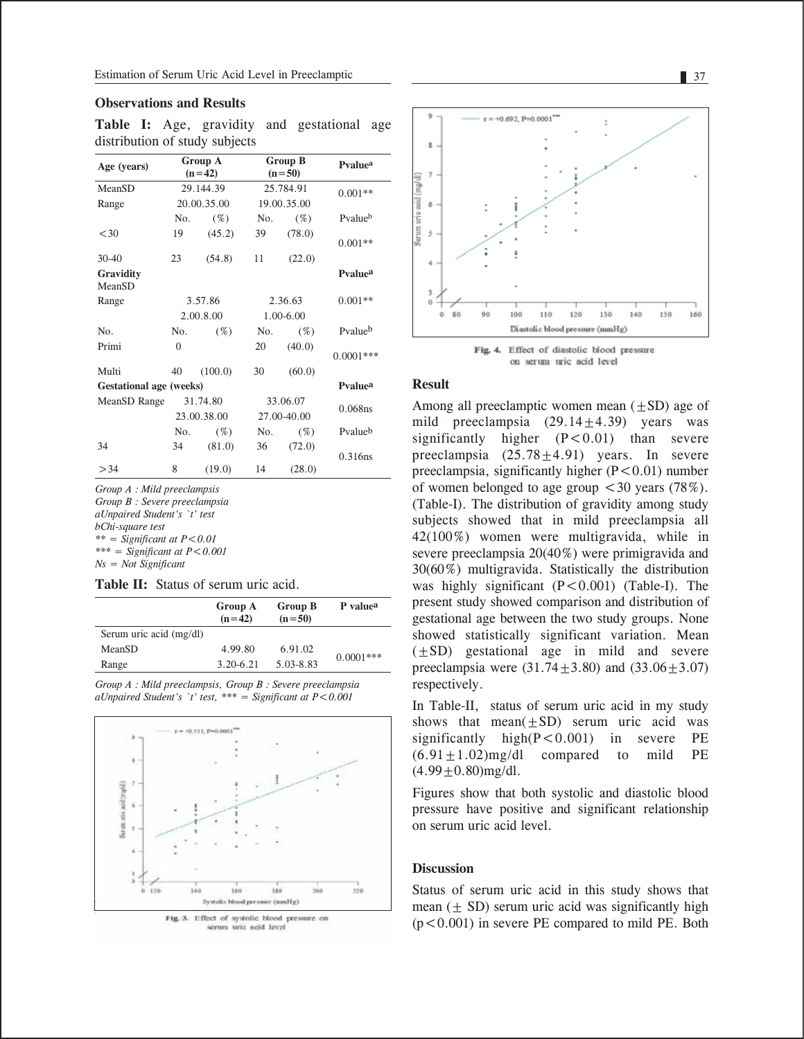## Observations and Results

**Table I:** Age, gravidity and gestational age distribution of study subjects

| Age (years) | Group A (n=42) | | Group B (n=50) | | Pvalue[a] |
|---|---|---|---|---|---|
| MeanSD | 29.144.39 | | 25.784.91 | | 0.001** |
| Range | 20.00.35.00 | | 19.00.35.00 | | |
| | No. | (%) | No. | (%) | Pvalue[b] |
| <30 | 19 | (45.2) | 39 | (78.0) | 0.001** |
| 30-40 | 23 | (54.8) | 11 | (22.0) | |
| **Gravidity** MeanSD | | | | | **Pvalue[a]** |
| Range | 3.57.86 | | 2.36.63 | | 0.001** |
| | 2.00.8.00 | | 1.00-6.00 | | |
| No. | No. | (%) | No. | (%) | Pvalue[b] |
| Primi | 0 | | 20 | (40.0) | 0.0001*** |
| Multi | 40 | (100.0) | 30 | (60.0) | |
| **Gestational age (weeks)** | | | | | **Pvalue[a]** |
| MeanSD Range | 31.74.80 | | 33.06.07 | | 0.068ns |
| | 23.00.38.00 | | 27.00-40.00 | | |
| | No. | (%) | No. | (%) | Pvalue[b] |
| 34 | 34 | (81.0) | 36 | (72.0) | 0.316ns |
| >34 | 8 | (19.0) | 14 | (28.0) | |

*Group A : Mild preeclampsis*
*Group B : Severe preeclampsia*
*aUnpaired Student's `t' test*
*bChi-square test*
*** = Significant at P<0.01*
**** = Significant at P<0.001*
*Ns = Not Significant*

**Table II:** Status of serum uric acid.

| | Group A (n=42) | Group B (n=50) | P value[a] |
|---|---|---|---|
| Serum uric acid (mg/dl) | | | |
| MeanSD | 4.99.80 | 6.91.02 | 0.0001*** |
| Range | 3.20-6.21 | 5.03-8.83 | |

*Group A : Mild preeclampsis, Group B : Severe preeclampsia*
*aUnpaired Student's `t' test, *** = Significant at P<0.001*

Fig. 3. Effect of systolic blood pressure on serum uric acid level

Fig. 4. Effect of diastolic blood pressure on serum uric acid level

## Result

Among all preeclamptic women mean (±SD) age of mild preeclampsia (29.14±4.39) years was significantly higher (P<0.01) than severe preeclampsia (25.78±4.91) years. In severe preeclampsia, significantly higher (P<0.01) number of women belonged to age group <30 years (78%). (Table-I). The distribution of gravidity among study subjects showed that in mild preeclampsia all 42(100%) women were multigravida, while in severe preeclampsia 20(40%) were primigravida and 30(60%) multigravida. Statistically the distribution was highly significant (P<0.001) (Table-I). The present study showed comparison and distribution of gestational age between the two study groups. None showed statistically significant variation. Mean (±SD) gestational age in mild and severe preeclampsia were (31.74±3.80) and (33.06±3.07) respectively.

In Table-II, status of serum uric acid in my study shows that mean(±SD) serum uric acid was significantly high(P<0.001) in severe PE (6.91±1.02)mg/dl compared to mild PE (4.99±0.80)mg/dl.

Figures show that both systolic and diastolic blood pressure have positive and significant relationship on serum uric acid level.

## Discussion

Status of serum uric acid in this study shows that mean (± SD) serum uric acid was significantly high (p<0.001) in severe PE compared to mild PE. Both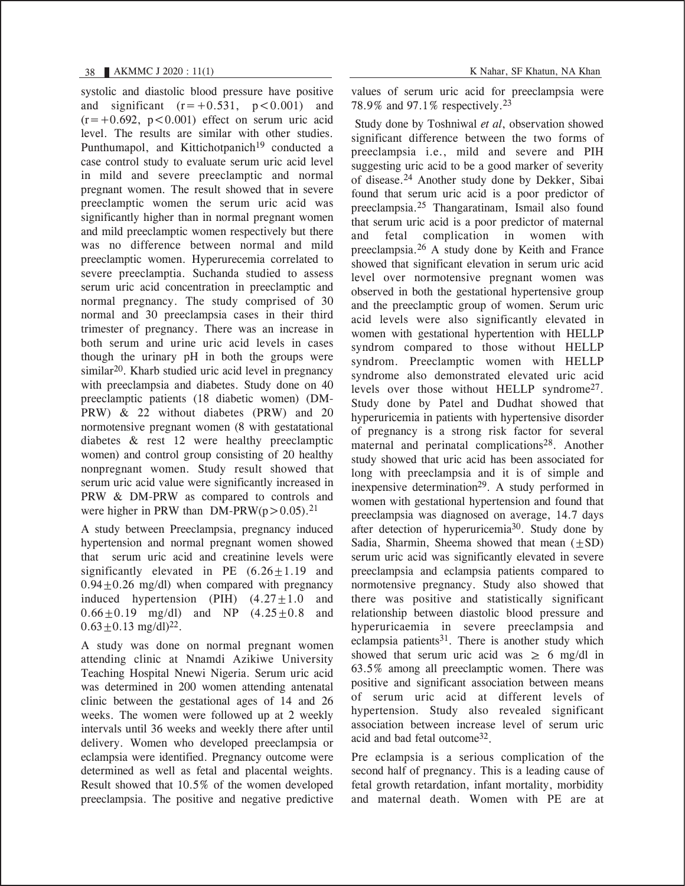systolic and diastolic blood pressure have positive and significant ($r=+0.531$, $p<0.001$) and ($r=+0.692$, $p<0.001$) effect on serum uric acid level. The results are similar with other studies. Punthumapol, and Kittichotpanich[19] conducted a case control study to evaluate serum uric acid level in mild and severe preeclamptic and normal pregnant women. The result showed that in severe preeclamptic women the serum uric acid was significantly higher than in normal pregnant women and mild preeclamptic women respectively but there was no difference between normal and mild preeclamptic women. Hyperurecemia correlated to severe preeclamptia. Suchanda studied to assess serum uric acid concentration in preeclamptic and normal pregnancy. The study comprised of 30 normal and 30 preeclampsia cases in their third trimester of pregnancy. There was an increase in both serum and urine uric acid levels in cases though the urinary pH in both the groups were similar[20]. Kharb studied uric acid level in pregnancy with preeclampsia and diabetes. Study done on 40 preeclamptic patients (18 diabetic women) (DM-PRW) & 22 without diabetes (PRW) and 20 normotensive pregnant women (8 with gestatational diabetes & rest 12 were healthy preeclamptic women) and control group consisting of 20 healthy nonpregnant women. Study result showed that serum uric acid value were significantly increased in PRW & DM-PRW as compared to controls and were higher in PRW than DM-PRW($p>0.05$).[21]

A study between Preeclampsia, pregnancy induced hypertension and normal pregnant women showed that serum uric acid and creatinine levels were significantly elevated in PE ($6.26\pm1.19$ and $0.94\pm0.26$ mg/dl) when compared with pregnancy induced hypertension (PIH) ($4.27\pm1.0$ and $0.66\pm0.19$ mg/dl) and NP ($4.25\pm0.8$ and $0.63\pm0.13$ mg/dl)[22].

A study was done on normal pregnant women attending clinic at Nnamdi Azikiwe University Teaching Hospital Nnewi Nigeria. Serum uric acid was determined in 200 women attending antenatal clinic between the gestational ages of 14 and 26 weeks. The women were followed up at 2 weekly intervals until 36 weeks and weekly there after until delivery. Women who developed preeclampsia or eclampsia were identified. Pregnancy outcome were determined as well as fetal and placental weights. Result showed that 10.5% of the women developed preeclampsia. The positive and negative predictive values of serum uric acid for preeclampsia were 78.9% and 97.1% respectively.[23]

Study done by Toshniwal *et al*, observation showed significant difference between the two forms of preeclampsia i.e., mild and severe and PIH suggesting uric acid to be a good marker of severity of disease.[24] Another study done by Dekker, Sibai found that serum uric acid is a poor predictor of preeclampsia.[25] Thangaratinam, Ismail also found that serum uric acid is a poor predictor of maternal and fetal complication in women with preeclampsia.[26] A study done by Keith and France showed that significant elevation in serum uric acid level over normotensive pregnant women was observed in both the gestational hypertensive group and the preeclamptic group of women. Serum uric acid levels were also significantly elevated in women with gestational hypertention with HELLP syndrom compared to those without HELLP syndrom. Preeclamptic women with HELLP syndrome also demonstrated elevated uric acid levels over those without HELLP syndrome[27]. Study done by Patel and Dudhat showed that hyperuricemia in patients with hypertensive disorder of pregnancy is a strong risk factor for several maternal and perinatal complications[28]. Another study showed that uric acid has been associated for long with preeclampsia and it is of simple and inexpensive determination[29]. A study performed in women with gestational hypertension and found that preeclampsia was diagnosed on average, 14.7 days after detection of hyperuricemia[30]. Study done by Sadia, Sharmin, Sheema showed that mean ($\pm$SD) serum uric acid was significantly elevated in severe preeclampsia and eclampsia patients compared to normotensive pregnancy. Study also showed that there was positive and statistically significant relationship between diastolic blood pressure and hyperuricaemia in severe preeclampsia and eclampsia patients[31]. There is another study which showed that serum uric acid was $\geq$ 6 mg/dl in 63.5% among all preeclamptic women. There was positive and significant association between means of serum uric acid at different levels of hypertension. Study also revealed significant association between increase level of serum uric acid and bad fetal outcome[32].

Pre eclampsia is a serious complication of the second half of pregnancy. This is a leading cause of fetal growth retardation, infant mortality, morbidity and maternal death. Women with PE are at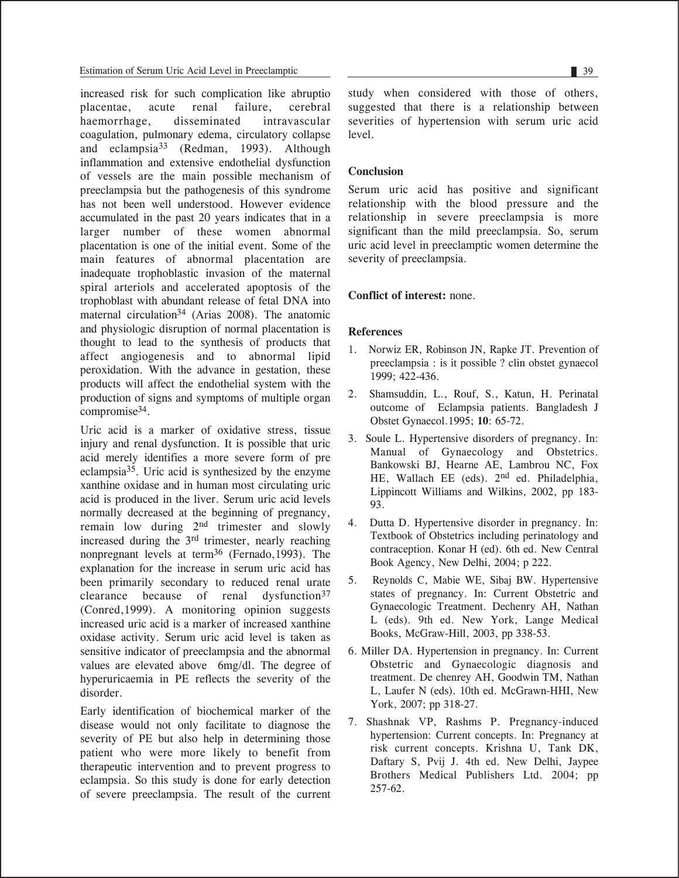increased risk for such complication like abruptio placentae, acute renal failure, cerebral haemorrhage, disseminated intravascular coagulation, pulmonary edema, circulatory collapse and eclampsia[33] (Redman, 1993). Although inflammation and extensive endothelial dysfunction of vessels are the main possible mechanism of preeclampsia but the pathogenesis of this syndrome has not been well understood. However evidence accumulated in the past 20 years indicates that in a larger number of these women abnormal placentation is one of the initial event. Some of the main features of abnormal placentation are inadequate trophoblastic invasion of the maternal spiral arteriols and accelerated apoptosis of the trophoblast with abundant release of fetal DNA into maternal circulation[34] (Arias 2008). The anatomic and physiologic disruption of normal placentation is thought to lead to the synthesis of products that affect angiogenesis and to abnormal lipid peroxidation. With the advance in gestation, these products will affect the endothelial system with the production of signs and symptoms of multiple organ compromise[34].

Uric acid is a marker of oxidative stress, tissue injury and renal dysfunction. It is possible that uric acid merely identifies a more severe form of pre eclampsia[35]. Uric acid is synthesized by the enzyme xanthine oxidase and in human most circulating uric acid is produced in the liver. Serum uric acid levels normally decreased at the beginning of pregnancy, remain low during 2nd trimester and slowly increased during the 3rd trimester, nearly reaching nonpregnant levels at term[36] (Fernado,1993). The explanation for the increase in serum uric acid has been primarily secondary to reduced renal urate clearance because of renal dysfunction[37] (Conred,1999). A monitoring opinion suggests increased uric acid is a marker of increased xanthine oxidase activity. Serum uric acid level is taken as sensitive indicator of preeclampsia and the abnormal values are elevated above 6mg/dl. The degree of hyperuricaemia in PE reflects the severity of the disorder.

Early identification of biochemical marker of the disease would not only facilitate to diagnose the severity of PE but also help in determining those patient who were more likely to benefit from therapeutic intervention and to prevent progress to eclampsia. So this study is done for early detection of severe preeclampsia. The result of the current study when considered with those of others, suggested that there is a relationship between severities of hypertension with serum uric acid level.

## Conclusion

Serum uric acid has positive and significant relationship with the blood pressure and the relationship in severe preeclampsia is more significant than the mild preeclampsia. So, serum uric acid level in preeclamptic women determine the severity of preeclampsia.

**Conflict of interest:** none.

## References

1. Norwiz ER, Robinson JN, Rapke JT. Prevention of preeclampsia : is it possible ? clin obstet gynaecol 1999; 422-436.
2. Shamsuddin, L., Rouf, S., Katun, H. Perinatal outcome of Eclampsia patients. Bangladesh J Obstet Gynaecol.1995; **10**: 65-72.
3. Soule L. Hypertensive disorders of pregnancy. In: Manual of Gynaecology and Obstetrics. Bankowski BJ, Hearne AE, Lambrou NC, Fox HE, Wallach EE (eds). 2nd ed. Philadelphia, Lippincott Williams and Wilkins, 2002, pp 183-93.
4. Dutta D. Hypertensive disorder in pregnancy. In: Textbook of Obstetrics including perinatology and contraception. Konar H (ed). 6th ed. New Central Book Agency, New Delhi, 2004; p 222.
5. Reynolds C, Mabie WE, Sibaj BW. Hypertensive states of pregnancy. In: Current Obstetric and Gynaecologic Treatment. Dechenry AH, Nathan L (eds). 9th ed. New York, Lange Medical Books, McGraw-Hill, 2003, pp 338-53.
6. Miller DA. Hypertension in pregnancy. In: Current Obstetric and Gynaecologic diagnosis and treatment. De chenrey AH, Goodwin TM, Nathan L, Laufer N (eds). 10th ed. McGrawn-HHI, New York, 2007; pp 318-27.
7. Shashnak VP, Rashms P. Pregnancy-induced hypertension: Current concepts. In: Pregnancy at risk current concepts. Krishna U, Tank DK, Daftary S, Pvij J. 4th ed. New Delhi, Jaypee Brothers Medical Publishers Ltd. 2004; pp 257-62.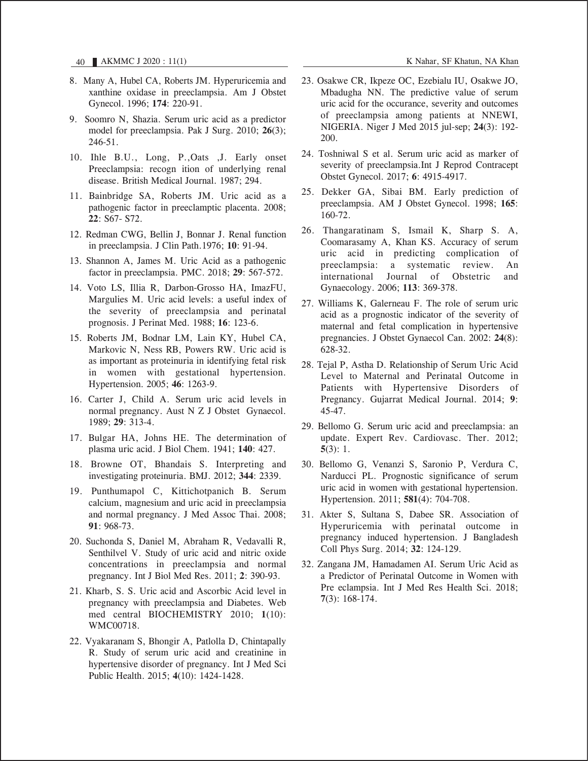8. Many A, Hubel CA, Roberts JM. Hyperuricemia and xanthine oxidase in preeclampsia. Am J Obstet Gynecol. 1996; **174**: 220-91.

9. Soomro N, Shazia. Serum uric acid as a predictor model for preeclampsia. Pak J Surg. 2010; **26**(3); 246-51.

10. Ihle B.U., Long, P.,Oats ,J. Early onset Preeclampsia: recogn ition of underlying renal disease. British Medical Journal. 1987; 294.

11. Bainbridge SA, Roberts JM. Uric acid as a pathogenic factor in preeclamptic placenta. 2008; **22**: S67- S72.

12. Redman CWG, Bellin J, Bonnar J. Renal function in preeclampsia. J Clin Path.1976; **10**: 91-94.

13. Shannon A, James M. Uric Acid as a pathogenic factor in preeclampsia. PMC. 2018; **29**: 567-572.

14. Voto LS, Illia R, Darbon-Grosso HA, ImazFU, Margulies M. Uric acid levels: a useful index of the severity of preeclampsia and perinatal prognosis. J Perinat Med. 1988; **16**: 123-6.

15. Roberts JM, Bodnar LM, Lain KY, Hubel CA, Markovic N, Ness RB, Powers RW. Uric acid is as important as proteinuria in identifying fetal risk in women with gestational hypertension. Hypertension. 2005; **46**: 1263-9.

16. Carter J, Child A. Serum uric acid levels in normal pregnancy. Aust N Z J Obstet Gynaecol. 1989; **29**: 313-4.

17. Bulgar HA, Johns HE. The determination of plasma uric acid. J Biol Chem. 1941; **140**: 427.

18. Browne OT, Bhandais S. Interpreting and investigating proteinuria. BMJ. 2012; **344**: 2339.

19. Punthumapol C, Kittichotpanich B. Serum calcium, magnesium and uric acid in preeclampsia and normal pregnancy. J Med Assoc Thai. 2008; **91**: 968-73.

20. Suchonda S, Daniel M, Abraham R, Vedavalli R, Senthilvel V. Study of uric acid and nitric oxide concentrations in preeclampsia and normal pregnancy. Int J Biol Med Res. 2011; **2**: 390-93.

21. Kharb, S. S. Uric acid and Ascorbic Acid level in pregnancy with preeclampsia and Diabetes. Web med central BIOCHEMISTRY 2010; **1**(10): WMC00718.

22. Vyakaranam S, Bhongir A, Patlolla D, Chintapally R. Study of serum uric acid and creatinine in hypertensive disorder of pregnancy. Int J Med Sci Public Health. 2015; **4**(10): 1424-1428.

23. Osakwe CR, Ikpeze OC, Ezebialu IU, Osakwe JO, Mbadugha NN. The predictive value of serum uric acid for the occurance, severity and outcomes of preeclampsia among patients at NNEWI, NIGERIA. Niger J Med 2015 jul-sep; **24**(3): 192-200.

24. Toshniwal S et al. Serum uric acid as marker of severity of preeclampsia.Int J Reprod Contracept Obstet Gynecol. 2017; **6**: 4915-4917.

25. Dekker GA, Sibai BM. Early prediction of preeclampsia. AM J Obstet Gynecol. 1998; **165**: 160-72.

26. Thangaratinam S, Ismail K, Sharp S. A, Coomarasamy A, Khan KS. Accuracy of serum uric acid in predicting complication of preeclampsia: a systematic review. An international Journal of Obstetric and Gynaecology. 2006; **113**: 369-378.

27. Williams K, Galerneau F. The role of serum uric acid as a prognostic indicator of the severity of maternal and fetal complication in hypertensive pregnancies. J Obstet Gynaecol Can. 2002: **24**(8): 628-32.

28. Tejal P, Astha D. Relationship of Serum Uric Acid Level to Maternal and Perinatal Outcome in Patients with Hypertensive Disorders of Pregnancy. Gujarrat Medical Journal. 2014; **9**: 45-47.

29. Bellomo G. Serum uric acid and preeclampsia: an update. Expert Rev. Cardiovasc. Ther. 2012; **5**(3): 1.

30. Bellomo G, Venanzi S, Saronio P, Verdura C, Narducci PL. Prognostic significance of serum uric acid in women with gestational hypertension. Hypertension. 2011; **581**(4): 704-708.

31. Akter S, Sultana S, Dabee SR. Association of Hyperuricemia with perinatal outcome in pregnancy induced hypertension. J Bangladesh Coll Phys Surg. 2014; **32**: 124-129.

32. Zangana JM, Hamadamen AI. Serum Uric Acid as a Predictor of Perinatal Outcome in Women with Pre eclampsia. Int J Med Res Health Sci. 2018; **7**(3): 168-174.